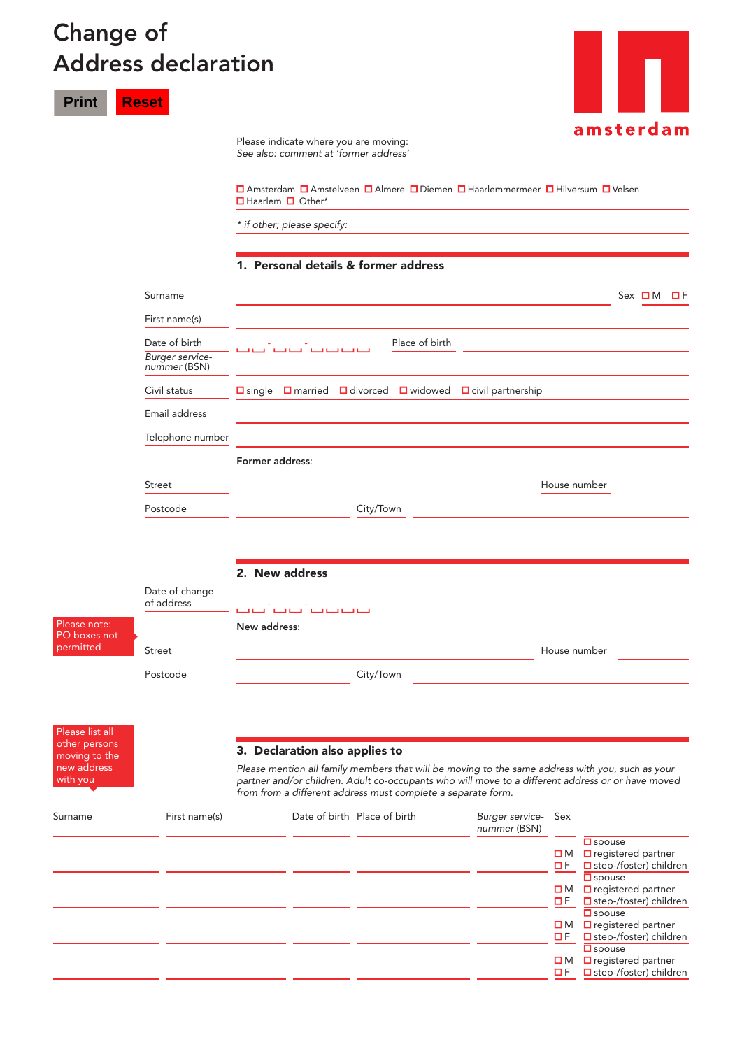# Change of Address declaration

Print | Reset

amsterdam

Please indicate where you are moving:
*See also: comment at 'former address'*

☐ Amsterdam ☐ Amstelveen ☐ Almere ☐ Diemen ☐ Haarlemmermeer ☐ Hilversum ☐ Velsen
☐ Haarlem ☐ Other*

*\* if other; please specify:*

## 1. Personal details & former address

Surname | Sex ☐ M ☐ F

First name(s)

Date of birth ☐☐ - ☐☐ - ☐☐☐☐ | Place of birth

*Burger service-nummer* (BSN)

Civil status ☐ single ☐ married ☐ divorced ☐ widowed ☐ civil partnership

Email address

Telephone number

**Former address**:

Street | House number

Postcode | City/Town

## 2. New address

Date of change of address ☐☐ - ☐☐ - ☐☐☐☐

Please note: PO boxes not permitted

**New address**:

Street | House number

Postcode | City/Town

## 3. Declaration also applies to

Please list all other persons moving to the new address with you

*Please mention all family members that will be moving to the same address with you, such as your partner and/or children. Adult co-occupants who will move to a different address or or have moved from from a different address must complete a separate form.*

| Surname | First name(s) | Date of birth | Place of birth | *Burger service-nummer* (BSN) | Sex | |
|---|---|---|---|---|---|---|
| | | | | | ☐ M ☐ F | ☐ spouse ☐ registered partner ☐ step-/foster) children |
| | | | | | ☐ M ☐ F | ☐ spouse ☐ registered partner ☐ step-/foster) children |
| | | | | | ☐ M ☐ F | ☐ spouse ☐ registered partner ☐ step-/foster) children |
| | | | | | ☐ M ☐ F | ☐ spouse ☐ registered partner ☐ step-/foster) children |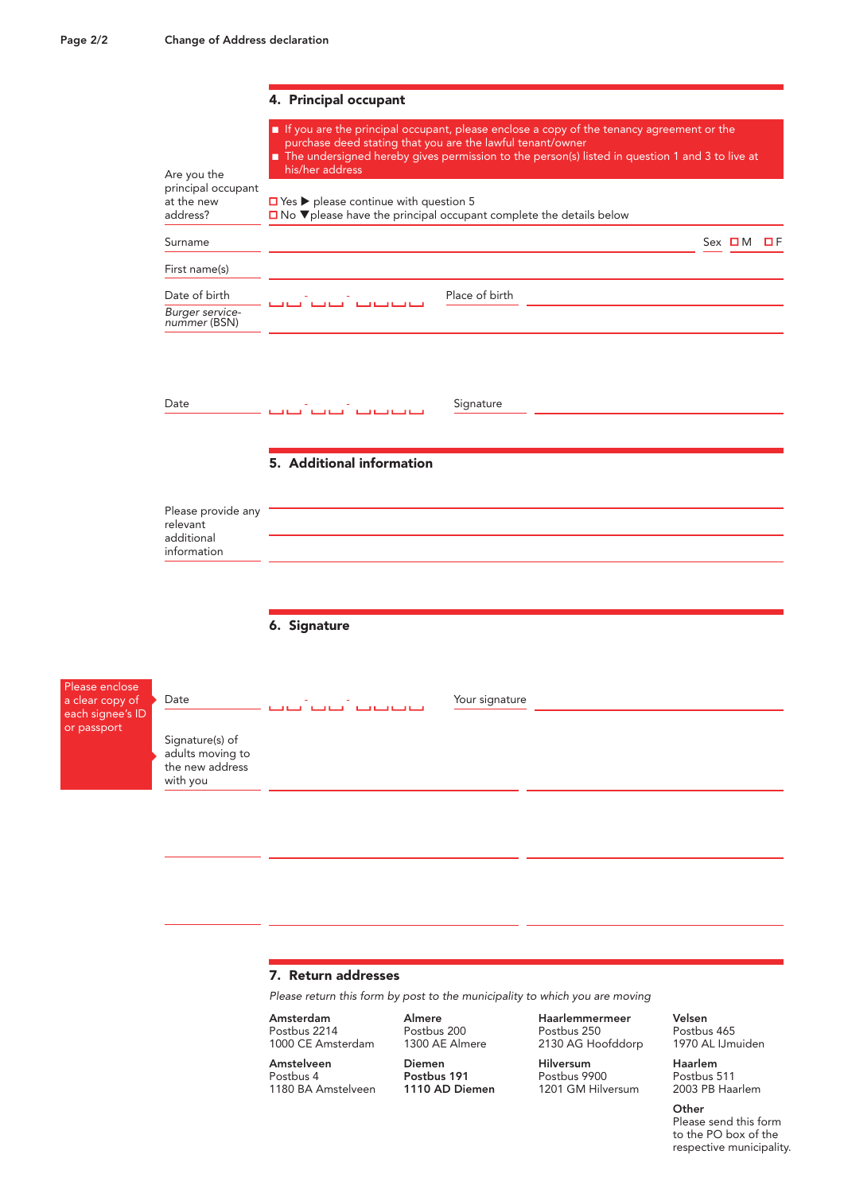## 4. Principal occupant

- If you are the principal occupant, please enclose a copy of the tenancy agreement or the purchase deed stating that you are the lawful tenant/owner
- The undersigned hereby gives permission to the person(s) listed in question 1 and 3 to live at his/her address

Are you the principal occupant at the new address?

☐ Yes ▶ please continue with question 5
☐ No ▼ please have the principal occupant complete the details below

Surname ______________________ Sex ☐ M ☐ F

First name(s) ______________________

Date of birth __ __ - __ __ - __ __ __ __ Place of birth ______________________

*Burger service-nummer* (BSN) ______________________

Date __ __ - __ __ - __ __ __ __ Signature ______________________

## 5. Additional information

Please provide any relevant additional information

______________________

______________________

______________________

## 6. Signature

Please enclose a clear copy of each signee's ID or passport

Date __ __ - __ __ - __ __ __ __ Your signature ______________________

Signature(s) of adults moving to the new address with you

______________________ ______________________

______________________ ______________________

______________________ ______________________

## 7. Return addresses

*Please return this form by post to the municipality to which you are moving*

**Amsterdam**
Postbus 2214
1000 CE Amsterdam

**Almere**
Postbus 200
1300 AE Almere

**Haarlemmermeer**
Postbus 250
2130 AG Hoofddorp

**Velsen**
Postbus 465
1970 AL IJmuiden

**Amstelveen**
Postbus 4
1180 BA Amstelveen

**Diemen**
**Postbus 191**
**1110 AD Diemen**

**Hilversum**
Postbus 9900
1201 GM Hilversum

**Haarlem**
Postbus 511
2003 PB Haarlem

**Other**
Please send this form to the PO box of the respective municipality.